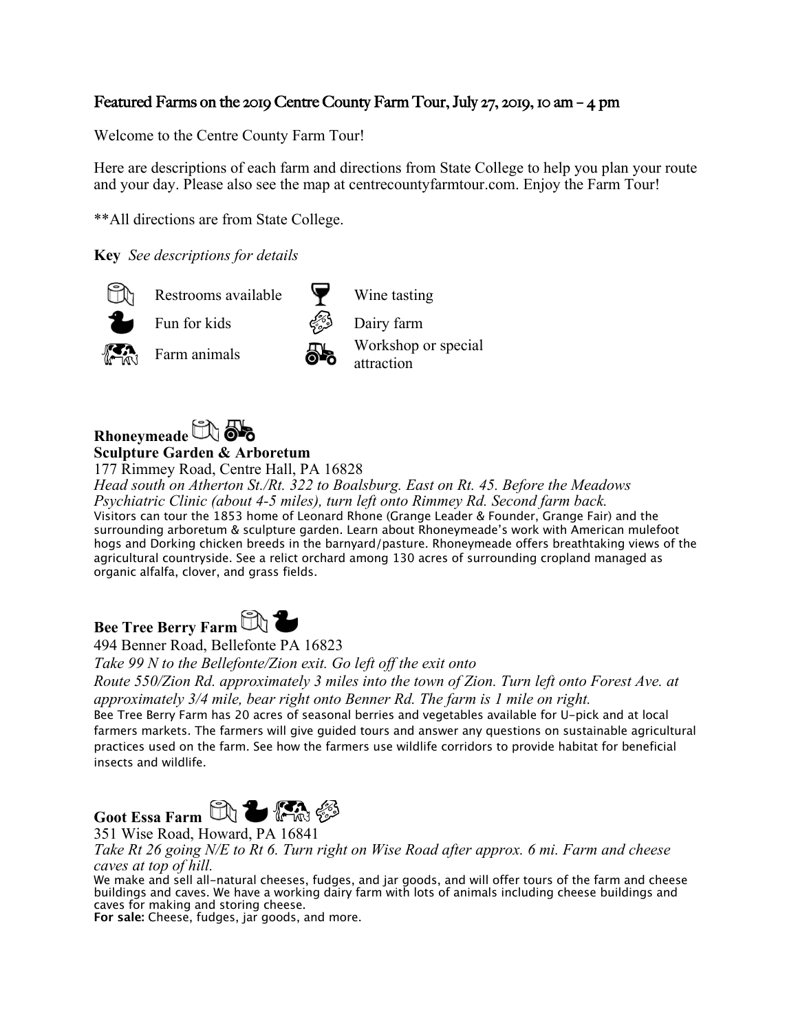## Featured Farms on the 2019 Centre County Farm Tour, July 27, 2019, 10 am – 4 pm

Welcome to the Centre County Farm Tour!

Here are descriptions of each farm and directions from State College to help you plan your route and your day. Please also see the map at centrecountyfarmtour.com. Enjoy the Farm Tour!

**All directions are from State College.

**Key** *See descriptions for details*

| | | | |
|---|---|---|---|
| | Restrooms available | | Wine tasting |
| | Fun for kids | | Dairy farm |
| | Farm animals | | Workshop or special attraction |

### Rhoneymeade
**Sculpture Garden & Arboretum**

177 Rimmey Road, Centre Hall, PA 16828

*Head south on Atherton St./Rt. 322 to Boalsburg. East on Rt. 45. Before the Meadows Psychiatric Clinic (about 4-5 miles), turn left onto Rimmey Rd. Second farm back.*

Visitors can tour the 1853 home of Leonard Rhone (Grange Leader & Founder, Grange Fair) and the surrounding arboretum & sculpture garden. Learn about Rhoneymeade's work with American mulefoot hogs and Dorking chicken breeds in the barnyard/pasture. Rhoneymeade offers breathtaking views of the agricultural countryside. See a relict orchard among 130 acres of surrounding cropland managed as organic alfalfa, clover, and grass fields.

### Bee Tree Berry Farm

494 Benner Road, Bellefonte PA 16823

*Take 99 N to the Bellefonte/Zion exit. Go left off the exit onto Route 550/Zion Rd. approximately 3 miles into the town of Zion. Turn left onto Forest Ave. at approximately 3/4 mile, bear right onto Benner Rd. The farm is 1 mile on right.*

Bee Tree Berry Farm has 20 acres of seasonal berries and vegetables available for U-pick and at local farmers markets. The farmers will give guided tours and answer any questions on sustainable agricultural practices used on the farm. See how the farmers use wildlife corridors to provide habitat for beneficial insects and wildlife.

### Goot Essa Farm

351 Wise Road, Howard, PA 16841

*Take Rt 26 going N/E to Rt 6. Turn right on Wise Road after approx. 6 mi. Farm and cheese caves at top of hill.*

We make and sell all-natural cheeses, fudges, and jar goods, and will offer tours of the farm and cheese buildings and caves. We have a working dairy farm with lots of animals including cheese buildings and caves for making and storing cheese.

**For sale:** Cheese, fudges, jar goods, and more.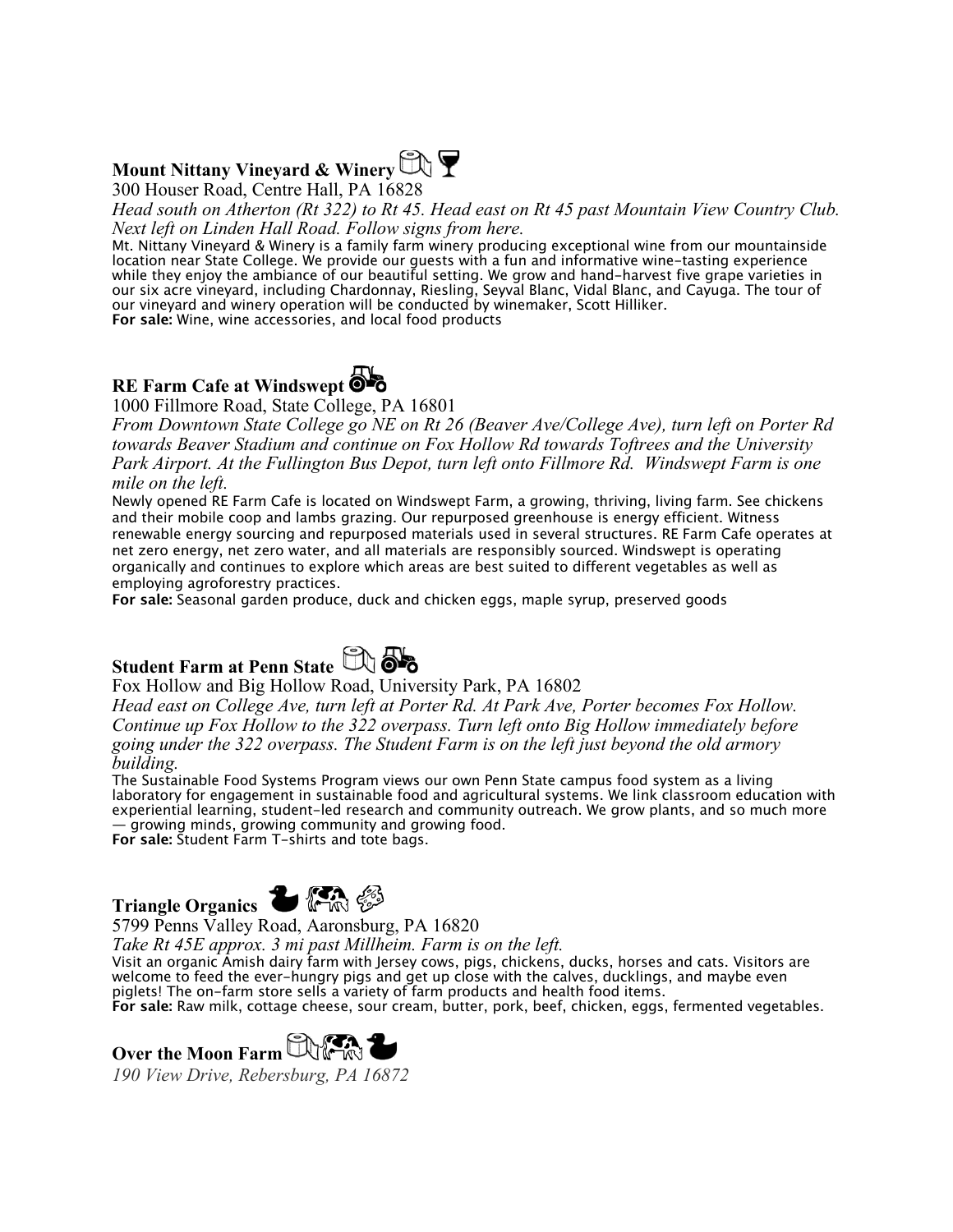**Mount Nittany Vineyard & Winery**

300 Houser Road, Centre Hall, PA 16828

*Head south on Atherton (Rt 322) to Rt 45. Head east on Rt 45 past Mountain View Country Club. Next left on Linden Hall Road. Follow signs from here.*

Mt. Nittany Vineyard & Winery is a family farm winery producing exceptional wine from our mountainside location near State College. We provide our guests with a fun and informative wine-tasting experience while they enjoy the ambiance of our beautiful setting. We grow and hand-harvest five grape varieties in our six acre vineyard, including Chardonnay, Riesling, Seyval Blanc, Vidal Blanc, and Cayuga. The tour of our vineyard and winery operation will be conducted by winemaker, Scott Hilliker.

**For sale:** Wine, wine accessories, and local food products

**RE Farm Cafe at Windswept**

1000 Fillmore Road, State College, PA 16801

*From Downtown State College go NE on Rt 26 (Beaver Ave/College Ave), turn left on Porter Rd towards Beaver Stadium and continue on Fox Hollow Rd towards Toftrees and the University Park Airport. At the Fullington Bus Depot, turn left onto Fillmore Rd. Windswept Farm is one mile on the left.*

Newly opened RE Farm Cafe is located on Windswept Farm, a growing, thriving, living farm. See chickens and their mobile coop and lambs grazing. Our repurposed greenhouse is energy efficient. Witness renewable energy sourcing and repurposed materials used in several structures. RE Farm Cafe operates at net zero energy, net zero water, and all materials are responsibly sourced. Windswept is operating organically and continues to explore which areas are best suited to different vegetables as well as employing agroforestry practices.

**For sale:** Seasonal garden produce, duck and chicken eggs, maple syrup, preserved goods

**Student Farm at Penn State**

Fox Hollow and Big Hollow Road, University Park, PA 16802

*Head east on College Ave, turn left at Porter Rd. At Park Ave, Porter becomes Fox Hollow. Continue up Fox Hollow to the 322 overpass. Turn left onto Big Hollow immediately before going under the 322 overpass. The Student Farm is on the left just beyond the old armory building.*

The Sustainable Food Systems Program views our own Penn State campus food system as a living laboratory for engagement in sustainable food and agricultural systems. We link classroom education with experiential learning, student-led research and community outreach. We grow plants, and so much more — growing minds, growing community and growing food.

**For sale:** Student Farm T-shirts and tote bags.

**Triangle Organics**

5799 Penns Valley Road, Aaronsburg, PA 16820

*Take Rt 45E approx. 3 mi past Millheim. Farm is on the left.*

Visit an organic Amish dairy farm with Jersey cows, pigs, chickens, ducks, horses and cats. Visitors are welcome to feed the ever-hungry pigs and get up close with the calves, ducklings, and maybe even piglets! The on-farm store sells a variety of farm products and health food items.

**For sale:** Raw milk, cottage cheese, sour cream, butter, pork, beef, chicken, eggs, fermented vegetables.

**Over the Moon Farm**

*190 View Drive, Rebersburg, PA 16872*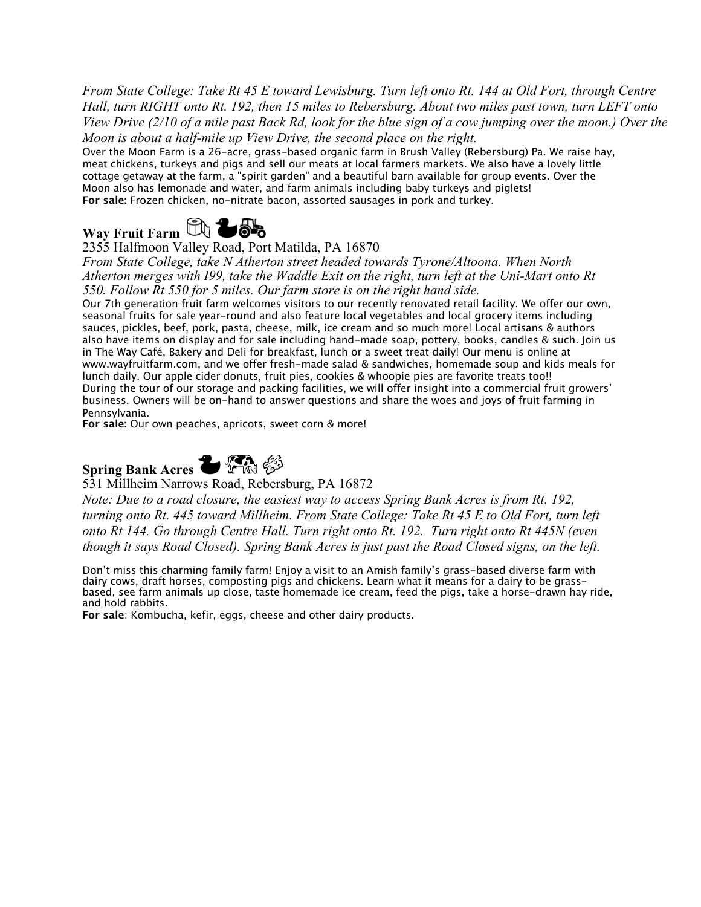*From State College: Take Rt 45 E toward Lewisburg. Turn left onto Rt. 144 at Old Fort, through Centre Hall, turn RIGHT onto Rt. 192, then 15 miles to Rebersburg. About two miles past town, turn LEFT onto View Drive (2/10 of a mile past Back Rd, look for the blue sign of a cow jumping over the moon.) Over the Moon is about a half-mile up View Drive, the second place on the right.*

Over the Moon Farm is a 26-acre, grass-based organic farm in Brush Valley (Rebersburg) Pa. We raise hay, meat chickens, turkeys and pigs and sell our meats at local farmers markets. We also have a lovely little cottage getaway at the farm, a "spirit garden" and a beautiful barn available for group events. Over the Moon also has lemonade and water, and farm animals including baby turkeys and piglets!

**For sale:** Frozen chicken, no-nitrate bacon, assorted sausages in pork and turkey.

## Way Fruit Farm

2355 Halfmoon Valley Road, Port Matilda, PA 16870

*From State College, take N Atherton street headed towards Tyrone/Altoona. When North Atherton merges with I99, take the Waddle Exit on the right, turn left at the Uni-Mart onto Rt 550. Follow Rt 550 for 5 miles. Our farm store is on the right hand side.*

Our 7th generation fruit farm welcomes visitors to our recently renovated retail facility. We offer our own, seasonal fruits for sale year-round and also feature local vegetables and local grocery items including sauces, pickles, beef, pork, pasta, cheese, milk, ice cream and so much more! Local artisans & authors also have items on display and for sale including hand-made soap, pottery, books, candles & such. Join us in The Way Café, Bakery and Deli for breakfast, lunch or a sweet treat daily! Our menu is online at www.wayfruitfarm.com, and we offer fresh-made salad & sandwiches, homemade soup and kids meals for lunch daily. Our apple cider donuts, fruit pies, cookies & whoopie pies are favorite treats too!!

During the tour of our storage and packing facilities, we will offer insight into a commercial fruit growers' business. Owners will be on-hand to answer questions and share the woes and joys of fruit farming in Pennsylvania.

**For sale:** Our own peaches, apricots, sweet corn & more!

## Spring Bank Acres

531 Millheim Narrows Road, Rebersburg, PA 16872

*Note: Due to a road closure, the easiest way to access Spring Bank Acres is from Rt. 192, turning onto Rt. 445 toward Millheim. From State College: Take Rt 45 E to Old Fort, turn left onto Rt 144. Go through Centre Hall. Turn right onto Rt. 192. Turn right onto Rt 445N (even though it says Road Closed). Spring Bank Acres is just past the Road Closed signs, on the left.*

Don't miss this charming family farm! Enjoy a visit to an Amish family's grass-based diverse farm with dairy cows, draft horses, composting pigs and chickens. Learn what it means for a dairy to be grass-based, see farm animals up close, taste homemade ice cream, feed the pigs, take a horse-drawn hay ride, and hold rabbits.

**For sale**: Kombucha, kefir, eggs, cheese and other dairy products.